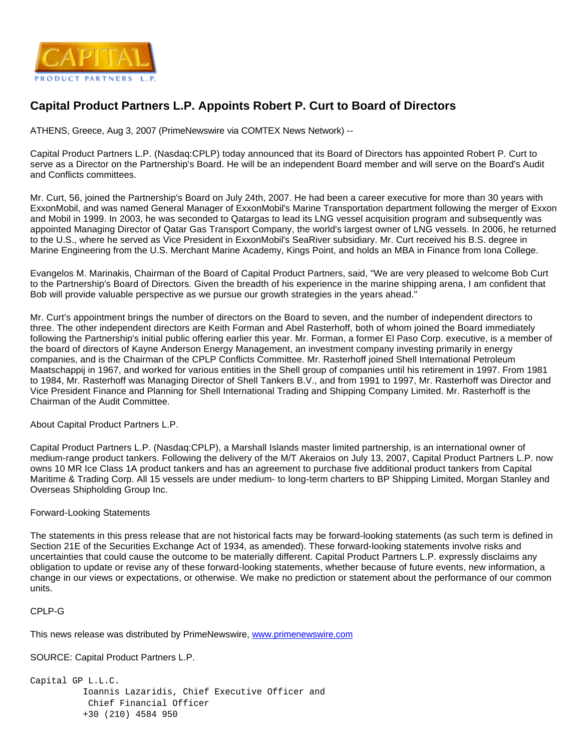# Capital Product Partners L.P. Appoints Robert P. Curt to Board of Directors

ATHENS, Greece, Aug 3, 2007 (PrimeNewswire via COMTEX News Network) --

Capital Product Partners L.P. (Nasdaq:CPLP) today announced that its Board of Directors has appointed Robert P. Curt to serve as a Director on the Partnership's Board. He will be an independent Board member and will serve on the Board's Audit and Conflicts committees.

Mr. Curt, 56, joined the Partnership's Board on July 24th, 2007. He had been a career executive for more than 30 years with ExxonMobil, and was named General Manager of ExxonMobil's Marine Transportation department following the merger of Exxon and Mobil in 1999. In 2003, he was seconded to Qatargas to lead its LNG vessel acquisition program and subsequently was appointed Managing Director of Qatar Gas Transport Company, the world's largest owner of LNG vessels. In 2006, he returned to the U.S., where he served as Vice President in ExxonMobil's SeaRiver subsidiary. Mr. Curt received his B.S. degree in Marine Engineering from the U.S. Merchant Marine Academy, Kings Point, and holds an MBA in Finance from Iona College.

Evangelos M. Marinakis, Chairman of the Board of Capital Product Partners, said, "We are very pleased to welcome Bob Curt to the Partnership's Board of Directors. Given the breadth of his experience in the marine shipping arena, I am confident that Bob will provide valuable perspective as we pursue our growth strategies in the years ahead."

Mr. Curt's appointment brings the number of directors on the Board to seven, and the number of independent directors to three. The other independent directors are Keith Forman and Abel Rasterhoff, both of whom joined the Board immediately following the Partnership's initial public offering earlier this year. Mr. Forman, a former El Paso Corp. executive, is a member of the board of directors of Kayne Anderson Energy Management, an investment company investing primarily in energy companies, and is the Chairman of the CPLP Conflicts Committee. Mr. Rasterhoff joined Shell International Petroleum Maatschappij in 1967, and worked for various entities in the Shell group of companies until his retirement in 1997. From 1981 to 1984, Mr. Rasterhoff was Managing Director of Shell Tankers B.V., and from 1991 to 1997, Mr. Rasterhoff was Director and Vice President Finance and Planning for Shell International Trading and Shipping Company Limited. Mr. Rasterhoff is the Chairman of the Audit Committee.

About Capital Product Partners L.P.

Capital Product Partners L.P. (Nasdaq:CPLP), a Marshall Islands master limited partnership, is an international owner of medium-range product tankers. Following the delivery of the M/T Akeraios on July 13, 2007, Capital Product Partners L.P. now owns 10 MR Ice Class 1A product tankers and has an agreement to purchase five additional product tankers from Capital Maritime & Trading Corp. All 15 vessels are under medium- to long-term charters to BP Shipping Limited, Morgan Stanley and Overseas Shipholding Group Inc.

Forward-Looking Statements

The statements in this press release that are not historical facts may be forward-looking statements (as such term is defined in Section 21E of the Securities Exchange Act of 1934, as amended). These forward-looking statements involve risks and uncertainties that could cause the outcome to be materially different. Capital Product Partners L.P. expressly disclaims any obligation to update or revise any of these forward-looking statements, whether because of future events, new information, a change in our views or expectations, or otherwise. We make no prediction or statement about the performance of our common units.

CPLP-G

This news release was distributed by PrimeNewswire, www.primenewswire.com

SOURCE: Capital Product Partners L.P.

```
Capital GP L.L.C.
          Ioannis Lazaridis, Chief Executive Officer and
           Chief Financial Officer
          +30 (210) 4584 950
```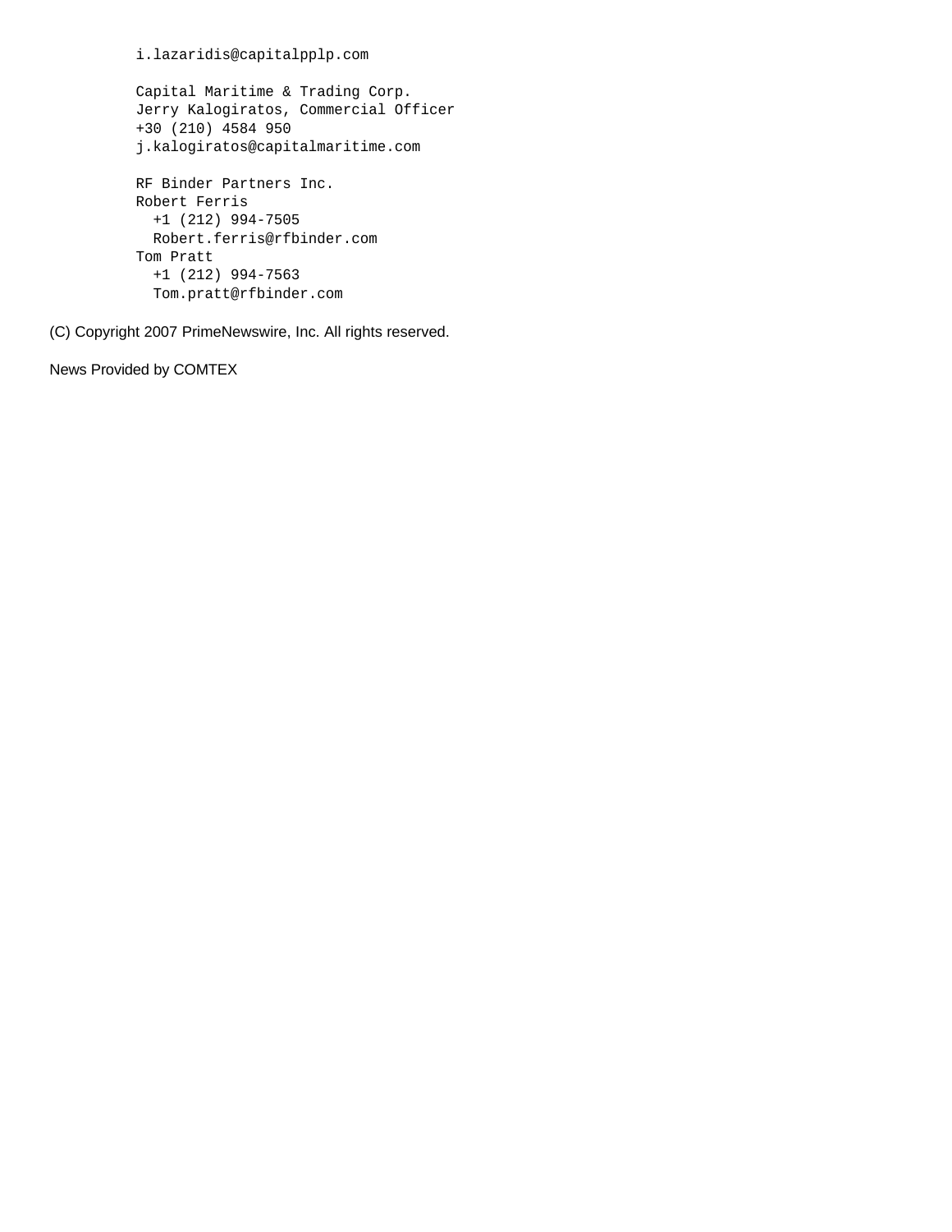i.lazaridis@capitalpplp.com

Capital Maritime & Trading Corp.
Jerry Kalogiratos, Commercial Officer
+30 (210) 4584 950
j.kalogiratos@capitalmaritime.com

RF Binder Partners Inc.
Robert Ferris
+1 (212) 994-7505
Robert.ferris@rfbinder.com
Tom Pratt
+1 (212) 994-7563
Tom.pratt@rfbinder.com

(C) Copyright 2007 PrimeNewswire, Inc. All rights reserved.

News Provided by COMTEX